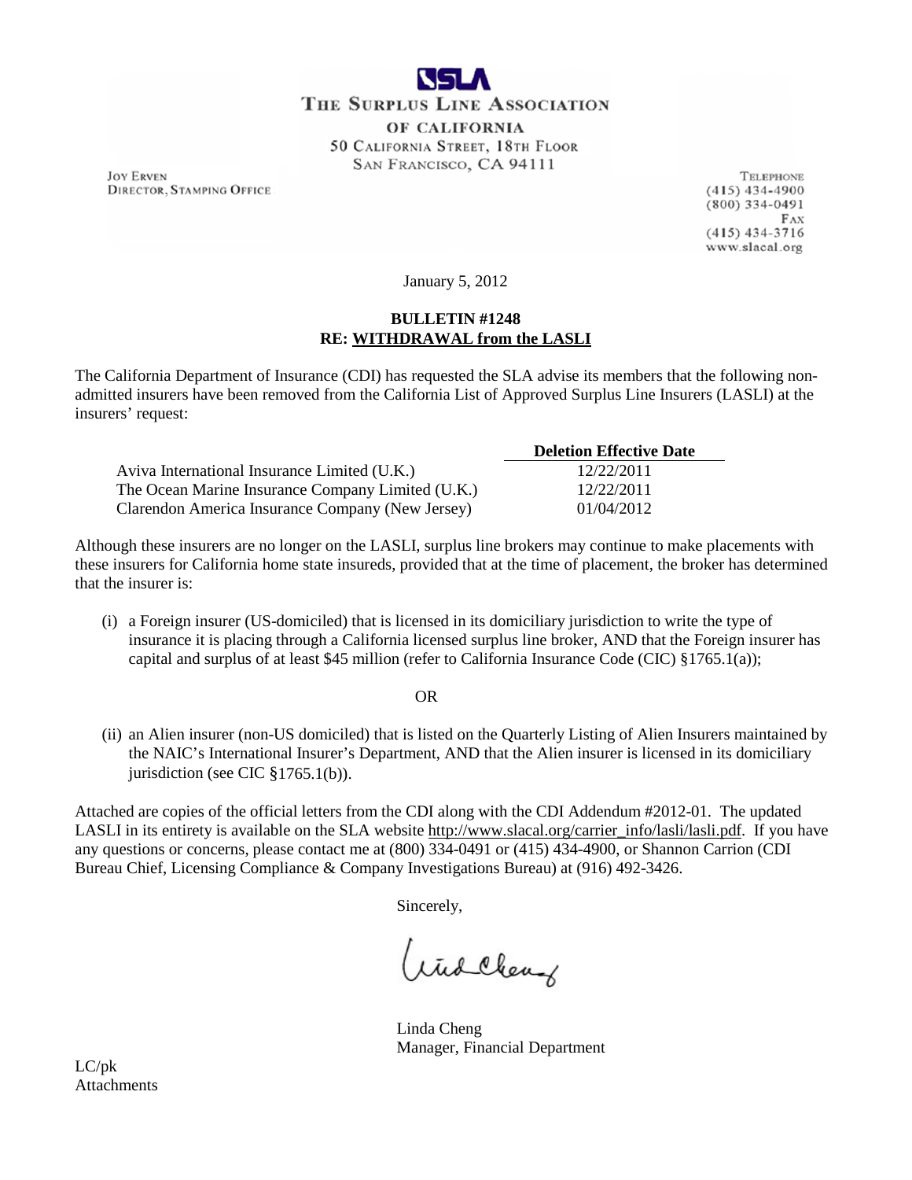**SLA**

**THE SURPLUS LINE ASSOCIATION**

**OF CALIFORNIA**

50 CALIFORNIA STREET, 18TH FLOOR

SAN FRANCISCO, CA 94111

JOY ERVEN
DIRECTOR, STAMPING OFFICE

TELEPHONE
(415) 434-4900
(800) 334-0491
FAX
(415) 434-3716
www.slacal.org

January 5, 2012

**BULLETIN #1248**
**RE: WITHDRAWAL from the LASLI**

The California Department of Insurance (CDI) has requested the SLA advise its members that the following non-admitted insurers have been removed from the California List of Approved Surplus Line Insurers (LASLI) at the insurers' request:

| | **Deletion Effective Date** |
|---|---|
| Aviva International Insurance Limited (U.K.) | 12/22/2011 |
| The Ocean Marine Insurance Company Limited (U.K.) | 12/22/2011 |
| Clarendon America Insurance Company (New Jersey) | 01/04/2012 |

Although these insurers are no longer on the LASLI, surplus line brokers may continue to make placements with these insurers for California home state insureds, provided that at the time of placement, the broker has determined that the insurer is:

(i) a Foreign insurer (US-domiciled) that is licensed in its domiciliary jurisdiction to write the type of insurance it is placing through a California licensed surplus line broker, AND that the Foreign insurer has capital and surplus of at least $45 million (refer to California Insurance Code (CIC) §1765.1(a));

OR

(ii) an Alien insurer (non-US domiciled) that is listed on the Quarterly Listing of Alien Insurers maintained by the NAIC's International Insurer's Department, AND that the Alien insurer is licensed in its domiciliary jurisdiction (see CIC §1765.1(b)).

Attached are copies of the official letters from the CDI along with the CDI Addendum #2012-01. The updated LASLI in its entirety is available on the SLA website http://www.slacal.org/carrier_info/lasli/lasli.pdf. If you have any questions or concerns, please contact me at (800) 334-0491 or (415) 434-4900, or Shannon Carrion (CDI Bureau Chief, Licensing Compliance & Company Investigations Bureau) at (916) 492-3426.

Sincerely,

Linda Cheng
Manager, Financial Department

LC/pk
Attachments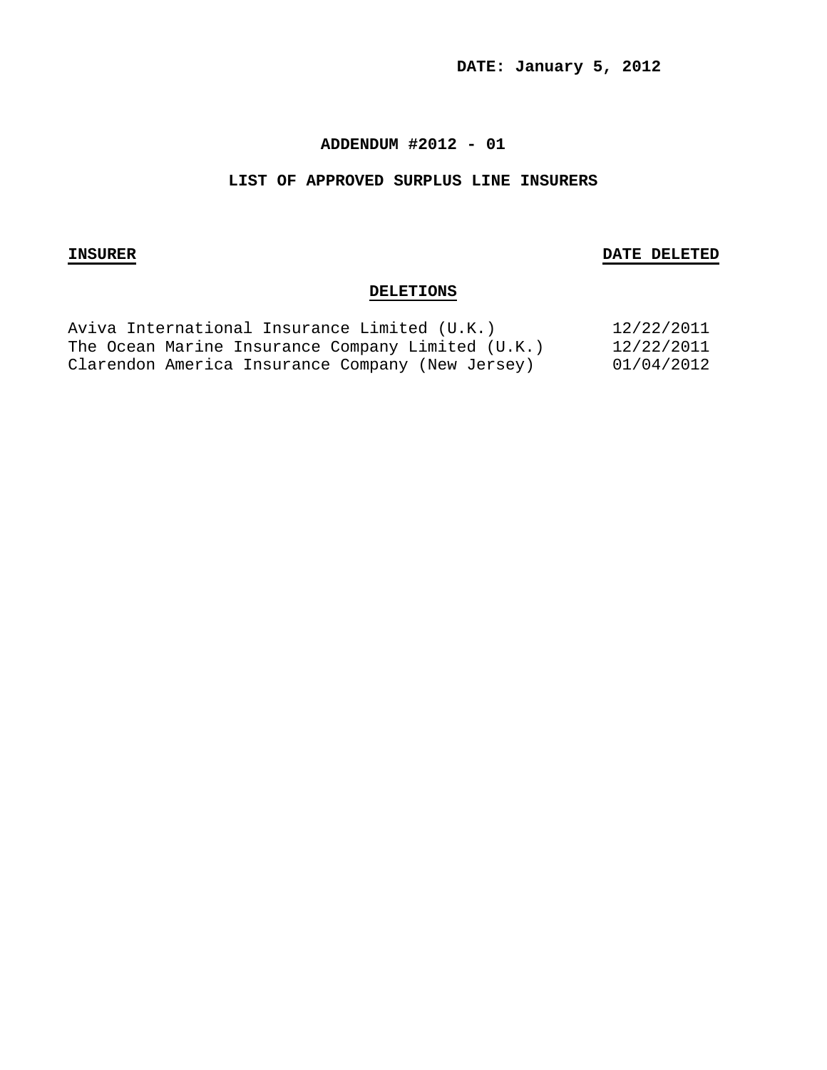**DATE: January 5, 2012**

## ADDENDUM #2012 - 01

## LIST OF APPROVED SURPLUS LINE INSURERS

| INSURER | DATE DELETED |
|---|---|
| **DELETIONS** | |
| Aviva International Insurance Limited (U.K.) | 12/22/2011 |
| The Ocean Marine Insurance Company Limited (U.K.) | 12/22/2011 |
| Clarendon America Insurance Company (New Jersey) | 01/04/2012 |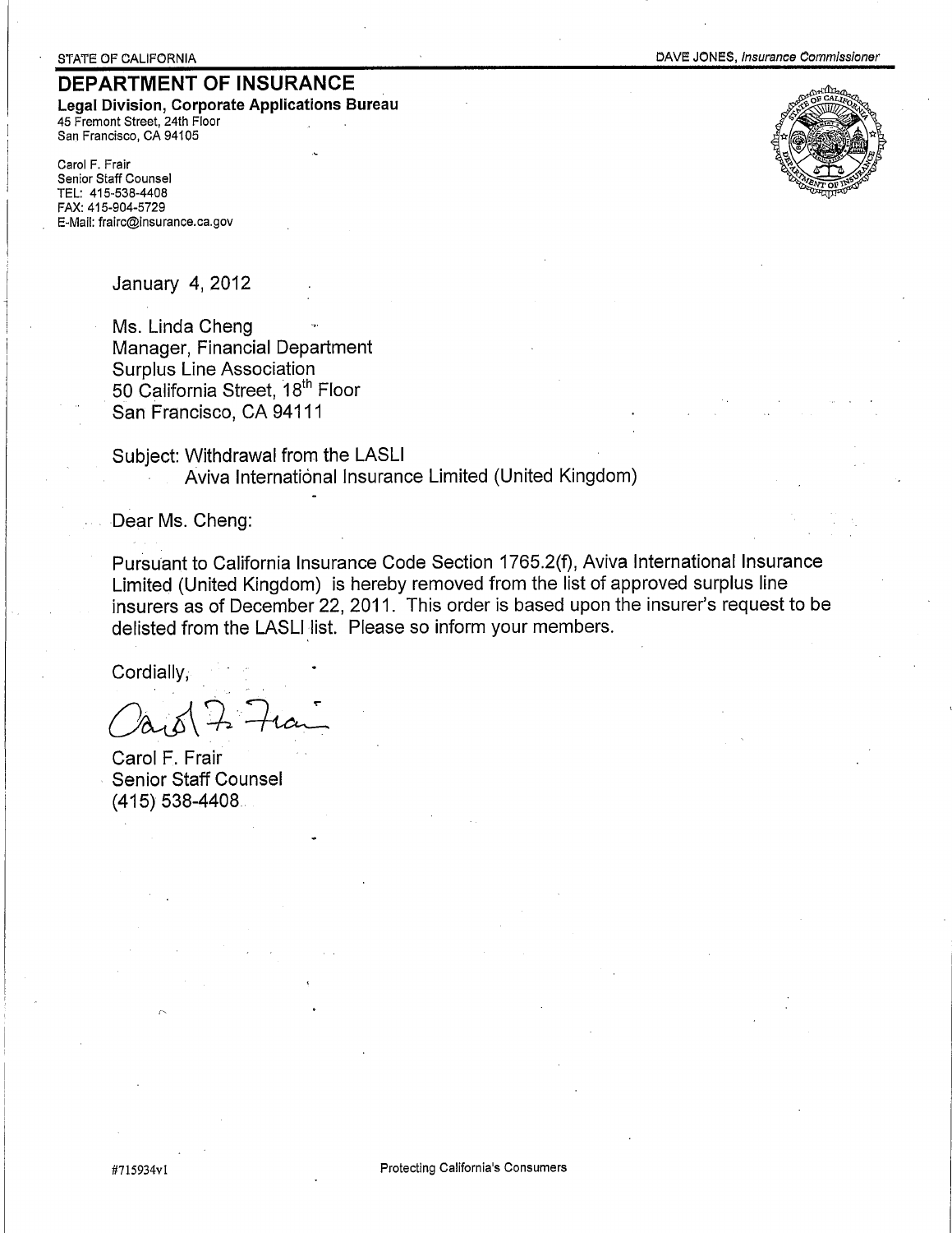STATE OF CALIFORNIA

DAVE JONES, *Insurance Commissioner*

# DEPARTMENT OF INSURANCE

**Legal Division, Corporate Applications Bureau**
45 Fremont Street, 24th Floor
San Francisco, CA 94105

Carol F. Frair
Senior Staff Counsel
TEL: 415-538-4408
FAX: 415-904-5729
E-Mail: frairc@insurance.ca.gov

January 4, 2012

Ms. Linda Cheng
Manager, Financial Department
Surplus Line Association
50 California Street, 18th Floor
San Francisco, CA 94111

Subject: Withdrawal from the LASLI
Aviva International Insurance Limited (United Kingdom)

Dear Ms. Cheng:

Pursuant to California Insurance Code Section 1765.2(f), Aviva International Insurance Limited (United Kingdom) is hereby removed from the list of approved surplus line insurers as of December 22, 2011. This order is based upon the insurer's request to be delisted from the LASLI list. Please so inform your members.

Cordially,

Carol F. Frair
Senior Staff Counsel
(415) 538-4408

#715934v1

Protecting California's Consumers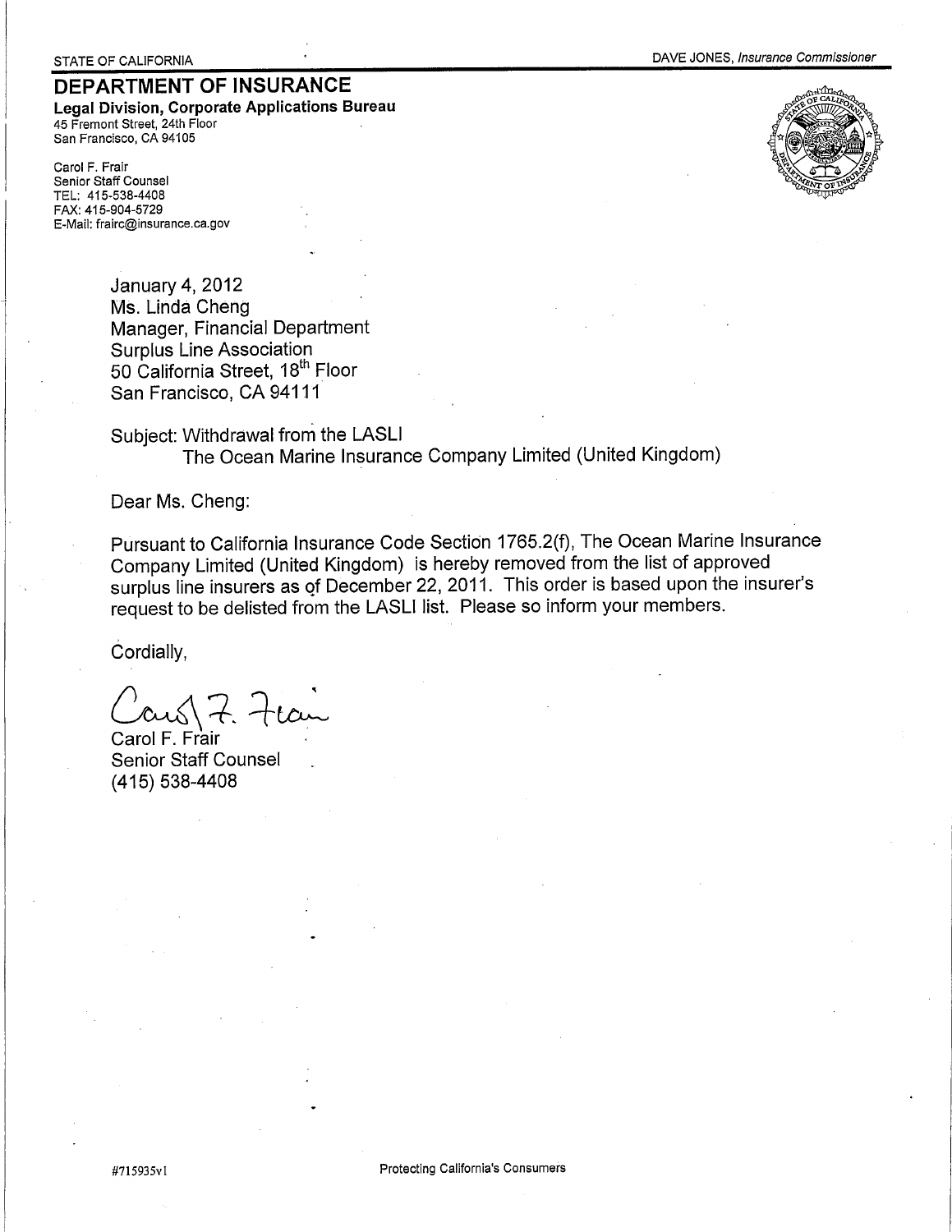STATE OF CALIFORNIA

DAVE JONES, *Insurance Commissioner*

# DEPARTMENT OF INSURANCE

**Legal Division, Corporate Applications Bureau**
45 Fremont Street, 24th Floor
San Francisco, CA 94105

Carol F. Frair
Senior Staff Counsel
TEL: 415-538-4408
FAX: 415-904-5729
E-Mail: frairc@insurance.ca.gov

January 4, 2012
Ms. Linda Cheng
Manager, Financial Department
Surplus Line Association
50 California Street, 18th Floor
San Francisco, CA 94111

Subject: Withdrawal from the LASLI
The Ocean Marine Insurance Company Limited (United Kingdom)

Dear Ms. Cheng:

Pursuant to California Insurance Code Section 1765.2(f), The Ocean Marine Insurance Company Limited (United Kingdom) is hereby removed from the list of approved surplus line insurers as of December 22, 2011. This order is based upon the insurer's request to be delisted from the LASLI list. Please so inform your members.

Cordially,

Carol F. Frair
Senior Staff Counsel
(415) 538-4408

#715935v1

Protecting California's Consumers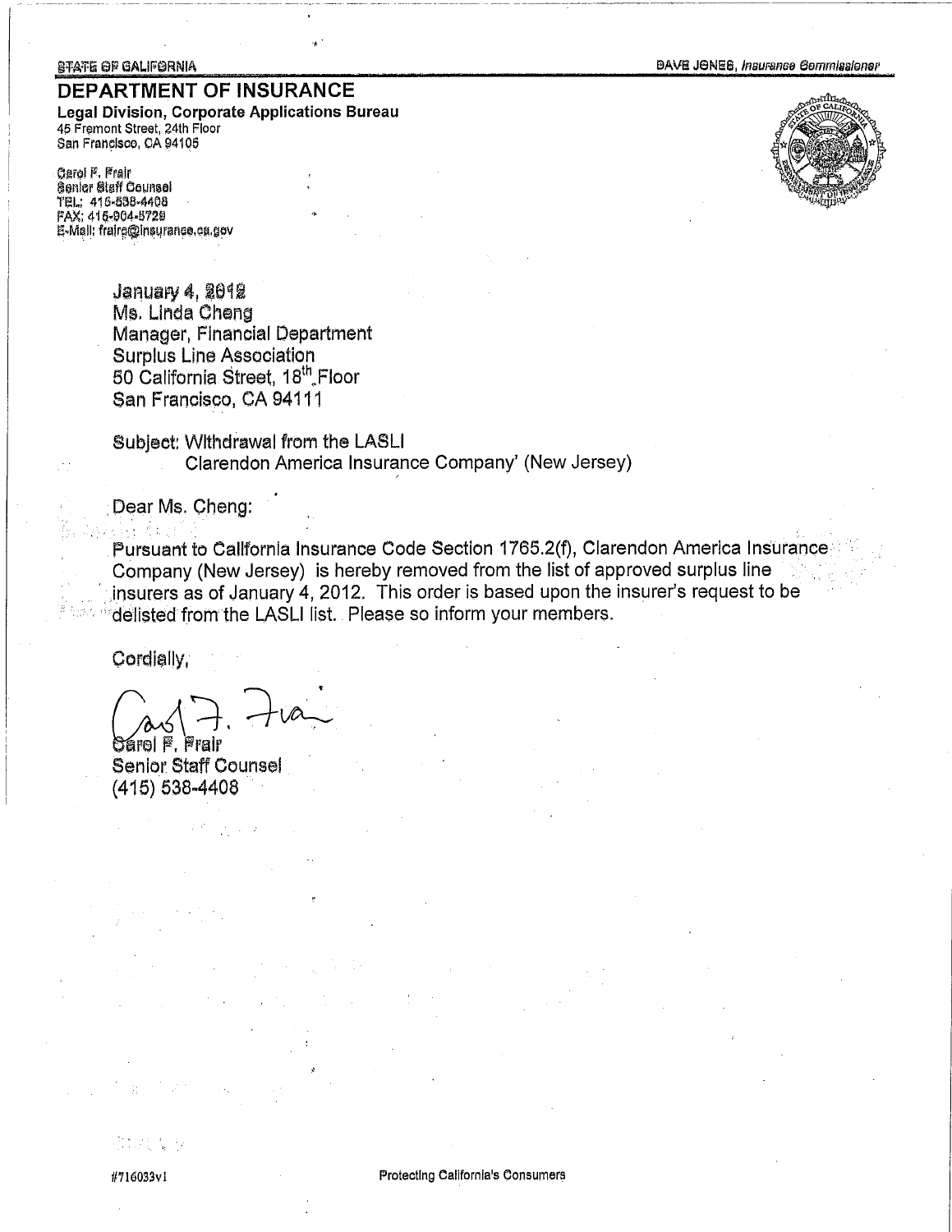STATE OF CALIFORNIA DAVE JONES, *Insurance Commissioner*

# DEPARTMENT OF INSURANCE

**Legal Division, Corporate Applications Bureau**
45 Fremont Street, 24th Floor
San Francisco, CA 94105

Carol F. Frair
Senior Staff Counsel
TEL: 415-538-4408
FAX: 415-904-5729
E-Mail: frairc@insurance.ca.gov

January 4, 2012
Ms. Linda Cheng
Manager, Financial Department
Surplus Line Association
50 California Street, 18th Floor
San Francisco, CA 94111

Subject: Withdrawal from the LASLI
Clarendon America Insurance Company' (New Jersey)

Dear Ms. Cheng:

Pursuant to California Insurance Code Section 1765.2(f), Clarendon America Insurance Company (New Jersey) is hereby removed from the list of approved surplus line insurers as of January 4, 2012. This order is based upon the insurer's request to be delisted from the LASLI list. Please so inform your members.

Cordially,

Carol F. Frair
Senior Staff Counsel
(415) 538-4408

#716033v1

Protecting California's Consumers